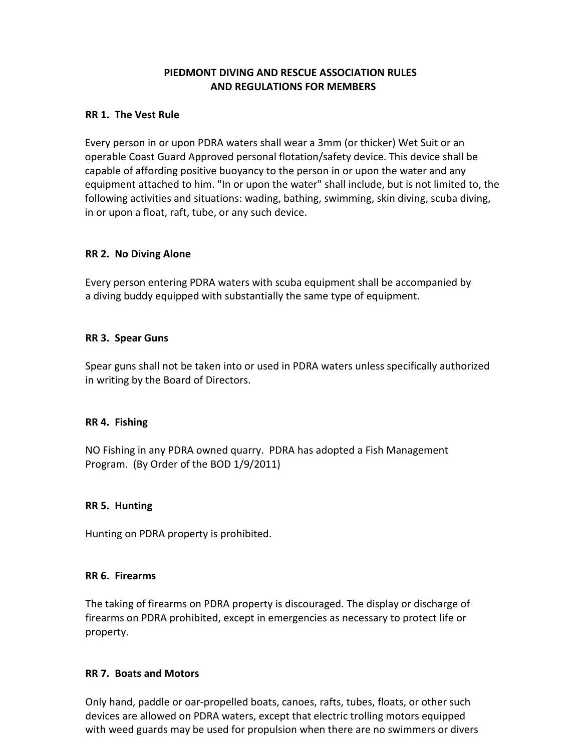# PIEDMONT DIVING AND RESCUE ASSOCIATION RULES AND REGULATIONS FOR MEMBERS

## RR 1. The Vest Rule

Every person in or upon PDRA waters shall wear a 3mm (or thicker) Wet Suit or an operable Coast Guard Approved personal flotation/safety device. This device shall be capable of affording positive buoyancy to the person in or upon the water and any equipment attached to him. "In or upon the water" shall include, but is not limited to, the following activities and situations: wading, bathing, swimming, skin diving, scuba diving, in or upon a float, raft, tube, or any such device.

## RR 2. No Diving Alone

Every person entering PDRA waters with scuba equipment shall be accompanied by a diving buddy equipped with substantially the same type of equipment.

## RR 3. Spear Guns

Spear guns shall not be taken into or used in PDRA waters unless specifically authorized in writing by the Board of Directors.

## RR 4. Fishing

NO Fishing in any PDRA owned quarry. PDRA has adopted a Fish Management Program. (By Order of the BOD 1/9/2011)

## RR 5. Hunting

Hunting on PDRA property is prohibited.

## RR 6. Firearms

The taking of firearms on PDRA property is discouraged. The display or discharge of firearms on PDRA prohibited, except in emergencies as necessary to protect life or property.

## RR 7. Boats and Motors

Only hand, paddle or oar-propelled boats, canoes, rafts, tubes, floats, or other such devices are allowed on PDRA waters, except that electric trolling motors equipped with weed guards may be used for propulsion when there are no swimmers or divers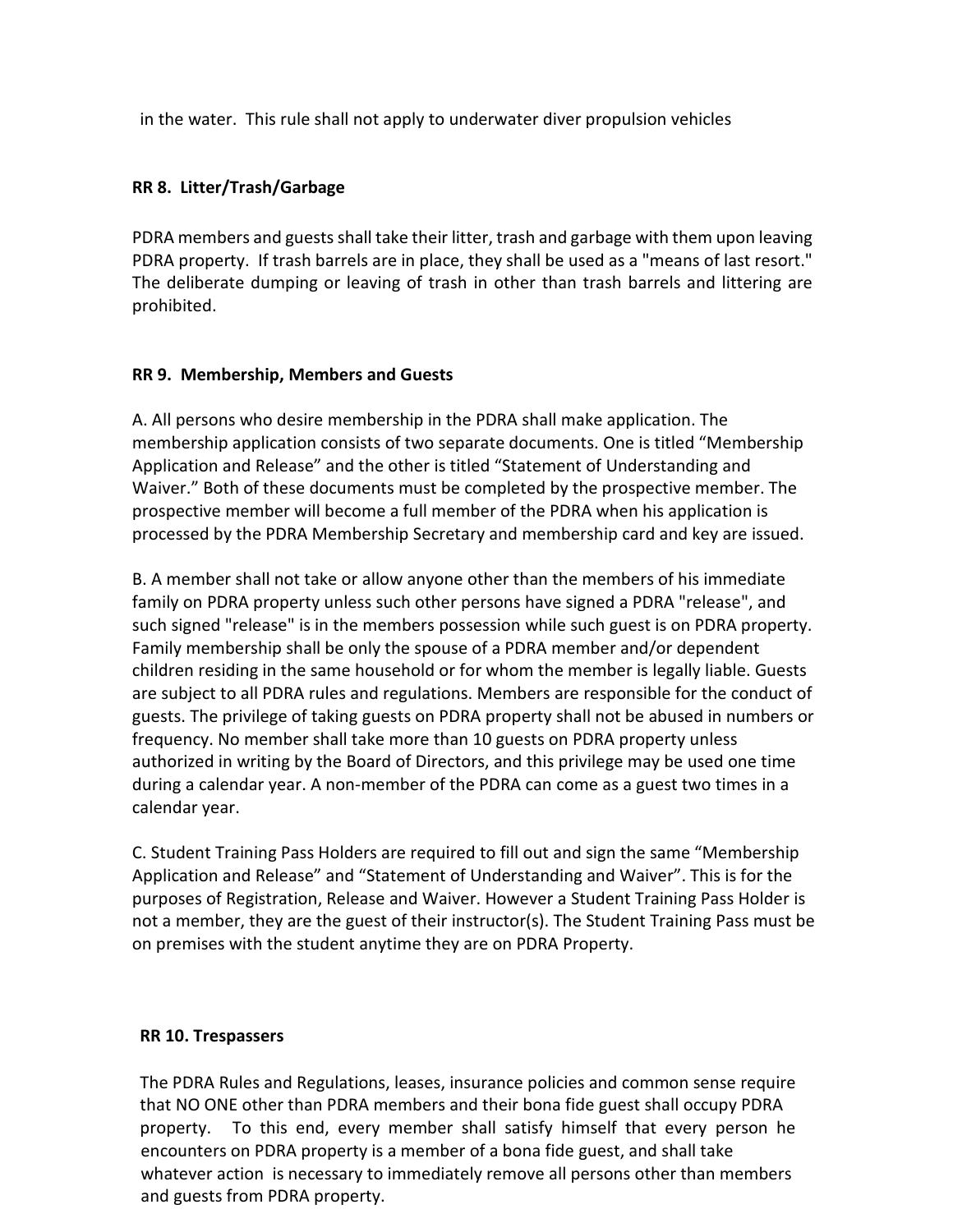in the water. This rule shall not apply to underwater diver propulsion vehicles

## RR 8. Litter/Trash/Garbage

PDRA members and guests shall take their litter, trash and garbage with them upon leaving PDRA property. If trash barrels are in place, they shall be used as a "means of last resort." The deliberate dumping or leaving of trash in other than trash barrels and littering are prohibited.

## RR 9. Membership, Members and Guests

A. All persons who desire membership in the PDRA shall make application. The membership application consists of two separate documents. One is titled “Membership Application and Release” and the other is titled “Statement of Understanding and Waiver.” Both of these documents must be completed by the prospective member. The prospective member will become a full member of the PDRA when his application is processed by the PDRA Membership Secretary and membership card and key are issued.

B. A member shall not take or allow anyone other than the members of his immediate family on PDRA property unless such other persons have signed a PDRA "release", and such signed "release" is in the members possession while such guest is on PDRA property. Family membership shall be only the spouse of a PDRA member and/or dependent children residing in the same household or for whom the member is legally liable. Guests are subject to all PDRA rules and regulations. Members are responsible for the conduct of guests. The privilege of taking guests on PDRA property shall not be abused in numbers or frequency. No member shall take more than 10 guests on PDRA property unless authorized in writing by the Board of Directors, and this privilege may be used one time during a calendar year. A non-member of the PDRA can come as a guest two times in a calendar year.

C. Student Training Pass Holders are required to fill out and sign the same “Membership Application and Release” and “Statement of Understanding and Waiver”. This is for the purposes of Registration, Release and Waiver. However a Student Training Pass Holder is not a member, they are the guest of their instructor(s). The Student Training Pass must be on premises with the student anytime they are on PDRA Property.

## RR 10. Trespassers

The PDRA Rules and Regulations, leases, insurance policies and common sense require that NO ONE other than PDRA members and their bona fide guest shall occupy PDRA property. To this end, every member shall satisfy himself that every person he encounters on PDRA property is a member of a bona fide guest, and shall take whatever action is necessary to immediately remove all persons other than members and guests from PDRA property.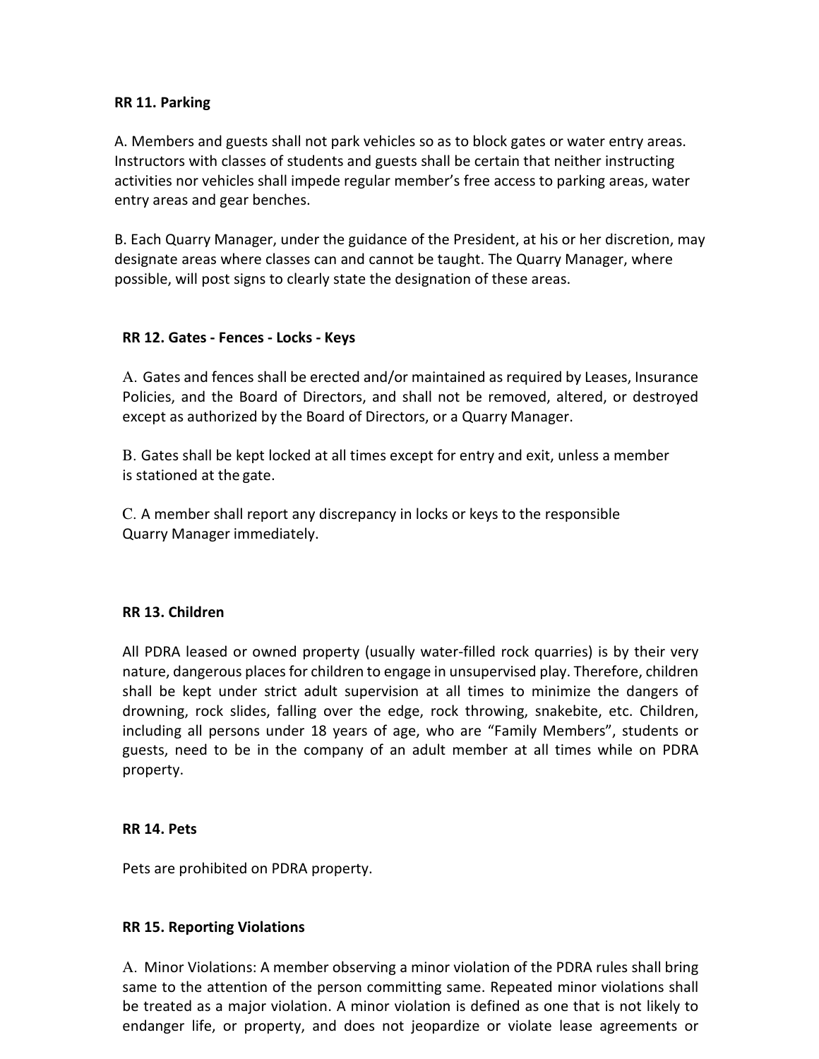**RR 11. Parking**

A. Members and guests shall not park vehicles so as to block gates or water entry areas. Instructors with classes of students and guests shall be certain that neither instructing activities nor vehicles shall impede regular member's free access to parking areas, water entry areas and gear benches.

B. Each Quarry Manager, under the guidance of the President, at his or her discretion, may designate areas where classes can and cannot be taught. The Quarry Manager, where possible, will post signs to clearly state the designation of these areas.

**RR 12. Gates - Fences - Locks - Keys**

A. Gates and fences shall be erected and/or maintained as required by Leases, Insurance Policies, and the Board of Directors, and shall not be removed, altered, or destroyed except as authorized by the Board of Directors, or a Quarry Manager.

B. Gates shall be kept locked at all times except for entry and exit, unless a member is stationed at the gate.

C. A member shall report any discrepancy in locks or keys to the responsible Quarry Manager immediately.

**RR 13. Children**

All PDRA leased or owned property (usually water-filled rock quarries) is by their very nature, dangerous places for children to engage in unsupervised play. Therefore, children shall be kept under strict adult supervision at all times to minimize the dangers of drowning, rock slides, falling over the edge, rock throwing, snakebite, etc. Children, including all persons under 18 years of age, who are "Family Members", students or guests, need to be in the company of an adult member at all times while on PDRA property.

**RR 14. Pets**

Pets are prohibited on PDRA property.

**RR 15. Reporting Violations**

A. Minor Violations: A member observing a minor violation of the PDRA rules shall bring same to the attention of the person committing same. Repeated minor violations shall be treated as a major violation. A minor violation is defined as one that is not likely to endanger life, or property, and does not jeopardize or violate lease agreements or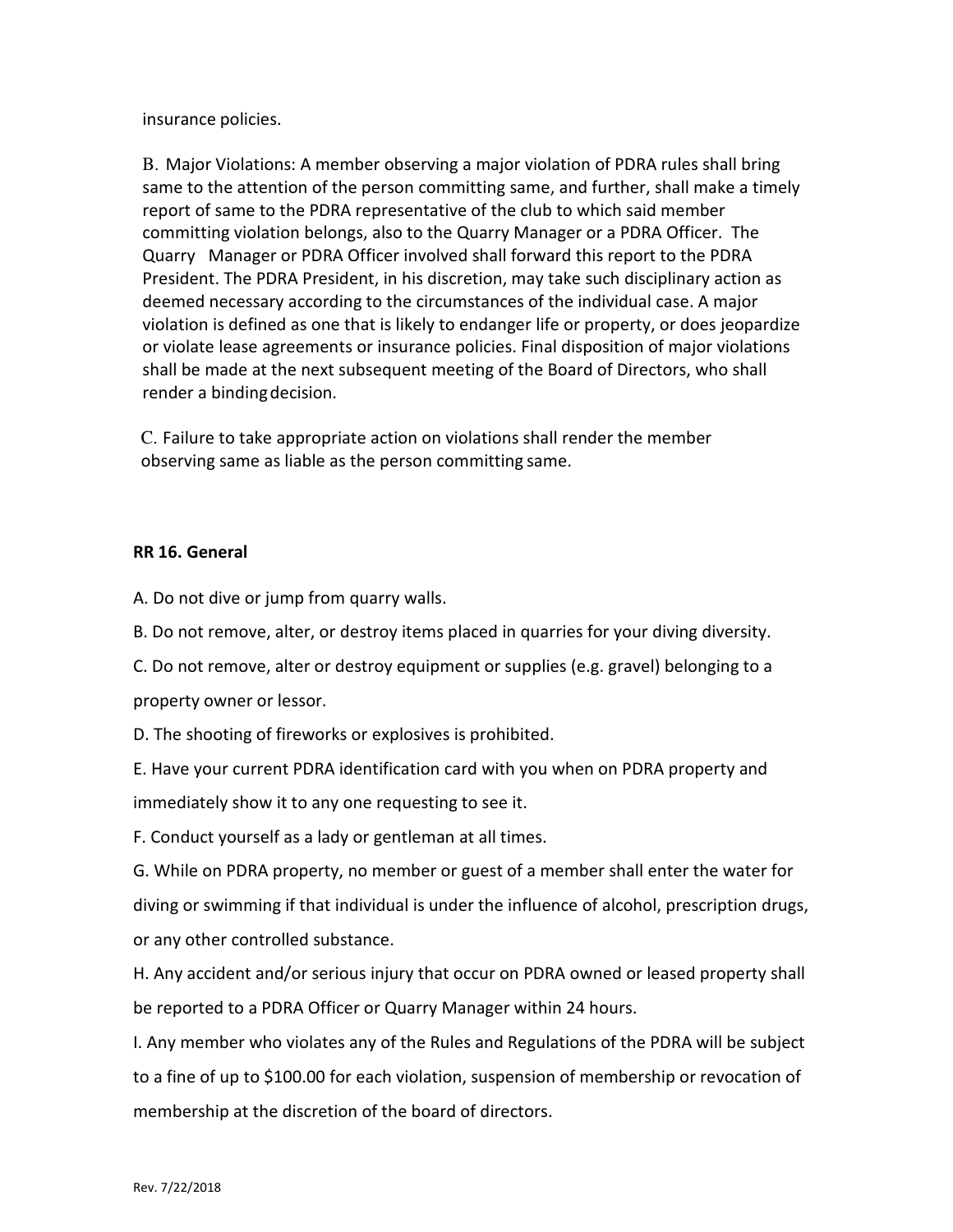insurance policies.

B. Major Violations: A member observing a major violation of PDRA rules shall bring same to the attention of the person committing same, and further, shall make a timely report of same to the PDRA representative of the club to which said member committing violation belongs, also to the Quarry Manager or a PDRA Officer. The Quarry Manager or PDRA Officer involved shall forward this report to the PDRA President. The PDRA President, in his discretion, may take such disciplinary action as deemed necessary according to the circumstances of the individual case. A major violation is defined as one that is likely to endanger life or property, or does jeopardize or violate lease agreements or insurance policies. Final disposition of major violations shall be made at the next subsequent meeting of the Board of Directors, who shall render a binding decision.

C. Failure to take appropriate action on violations shall render the member observing same as liable as the person committing same.

**RR 16. General**

A. Do not dive or jump from quarry walls.

B. Do not remove, alter, or destroy items placed in quarries for your diving diversity.

C. Do not remove, alter or destroy equipment or supplies (e.g. gravel) belonging to a property owner or lessor.

D. The shooting of fireworks or explosives is prohibited.

E. Have your current PDRA identification card with you when on PDRA property and immediately show it to any one requesting to see it.

F. Conduct yourself as a lady or gentleman at all times.

G. While on PDRA property, no member or guest of a member shall enter the water for diving or swimming if that individual is under the influence of alcohol, prescription drugs, or any other controlled substance.

H. Any accident and/or serious injury that occur on PDRA owned or leased property shall be reported to a PDRA Officer or Quarry Manager within 24 hours.

I. Any member who violates any of the Rules and Regulations of the PDRA will be subject to a fine of up to $100.00 for each violation, suspension of membership or revocation of membership at the discretion of the board of directors.

Rev. 7/22/2018